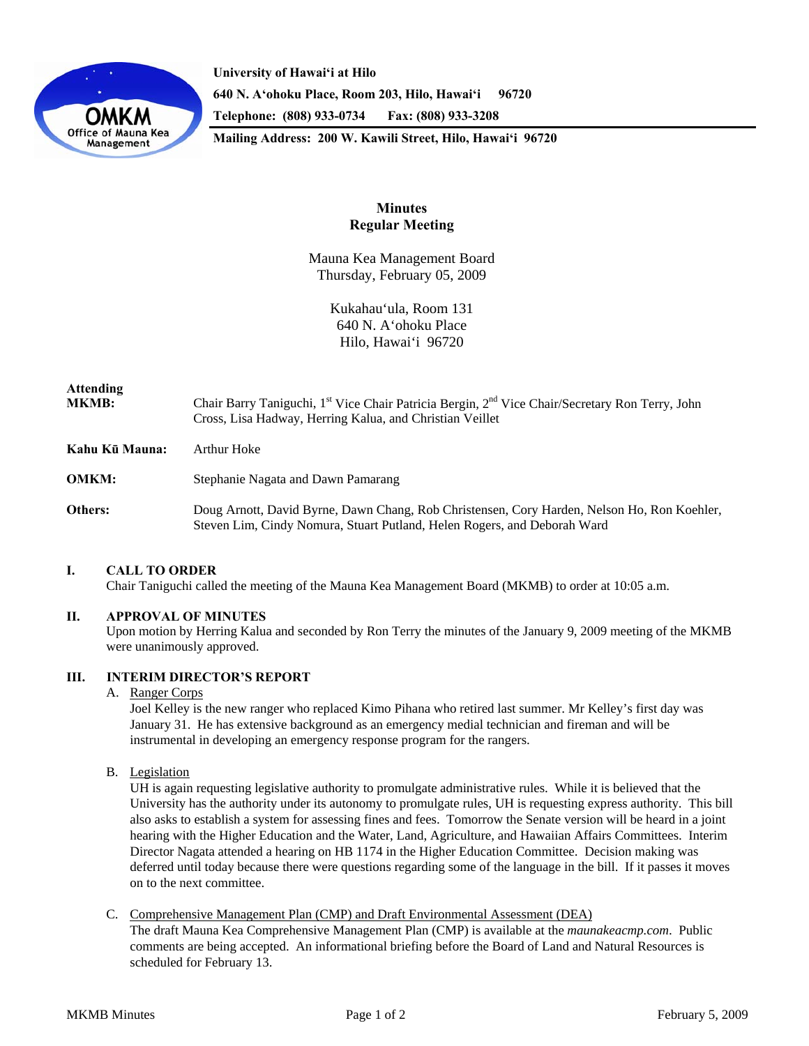**University of Hawai'i at Hilo**
**640 N. A'ohoku Place, Room 203, Hilo, Hawai'i 96720**
**Telephone: (808) 933-0734 Fax: (808) 933-3208**
**Mailing Address: 200 W. Kawili Street, Hilo, Hawai'i 96720**

# Minutes
## Regular Meeting

Mauna Kea Management Board
Thursday, February 05, 2009

Kukahau'ula, Room 131
640 N. A'ohoku Place
Hilo, Hawai'i 96720

**Attending MKMB:** Chair Barry Taniguchi, 1st Vice Chair Patricia Bergin, 2nd Vice Chair/Secretary Ron Terry, John Cross, Lisa Hadway, Herring Kalua, and Christian Veillet

**Kahu Kū Mauna:** Arthur Hoke

**OMKM:** Stephanie Nagata and Dawn Pamarang

**Others:** Doug Arnott, David Byrne, Dawn Chang, Rob Christensen, Cory Harden, Nelson Ho, Ron Koehler, Steven Lim, Cindy Nomura, Stuart Putland, Helen Rogers, and Deborah Ward

## I. CALL TO ORDER

Chair Taniguchi called the meeting of the Mauna Kea Management Board (MKMB) to order at 10:05 a.m.

## II. APPROVAL OF MINUTES

Upon motion by Herring Kalua and seconded by Ron Terry the minutes of the January 9, 2009 meeting of the MKMB were unanimously approved.

## III. INTERIM DIRECTOR'S REPORT

A. Ranger Corps

Joel Kelley is the new ranger who replaced Kimo Pihana who retired last summer. Mr Kelley's first day was January 31. He has extensive background as an emergency medial technician and fireman and will be instrumental in developing an emergency response program for the rangers.

B. Legislation

UH is again requesting legislative authority to promulgate administrative rules. While it is believed that the University has the authority under its autonomy to promulgate rules, UH is requesting express authority. This bill also asks to establish a system for assessing fines and fees. Tomorrow the Senate version will be heard in a joint hearing with the Higher Education and the Water, Land, Agriculture, and Hawaiian Affairs Committees. Interim Director Nagata attended a hearing on HB 1174 in the Higher Education Committee. Decision making was deferred until today because there were questions regarding some of the language in the bill. If it passes it moves on to the next committee.

C. Comprehensive Management Plan (CMP) and Draft Environmental Assessment (DEA)

The draft Mauna Kea Comprehensive Management Plan (CMP) is available at the *maunakeacmp.com*. Public comments are being accepted. An informational briefing before the Board of Land and Natural Resources is scheduled for February 13.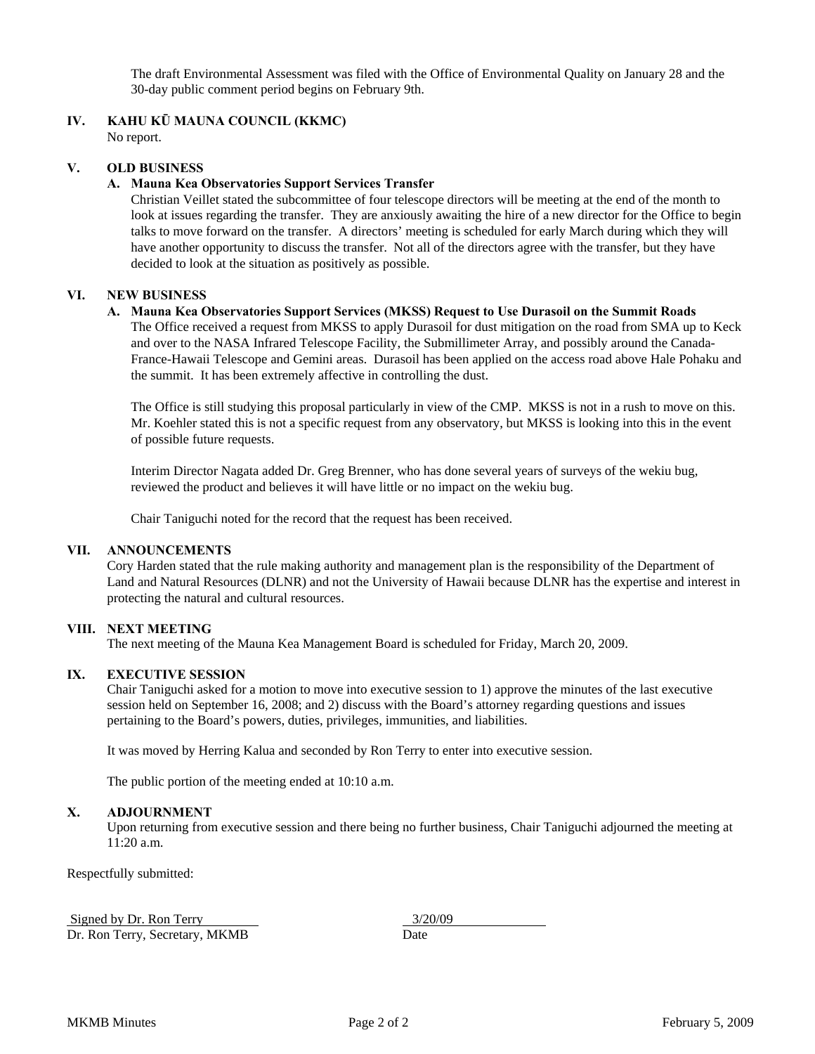The draft Environmental Assessment was filed with the Office of Environmental Quality on January 28 and the 30-day public comment period begins on February 9th.

## IV. KAHU KŪ MAUNA COUNCIL (KKMC)

No report.

## V. OLD BUSINESS

### A. Mauna Kea Observatories Support Services Transfer

Christian Veillet stated the subcommittee of four telescope directors will be meeting at the end of the month to look at issues regarding the transfer. They are anxiously awaiting the hire of a new director for the Office to begin talks to move forward on the transfer. A directors' meeting is scheduled for early March during which they will have another opportunity to discuss the transfer. Not all of the directors agree with the transfer, but they have decided to look at the situation as positively as possible.

## VI. NEW BUSINESS

### A. Mauna Kea Observatories Support Services (MKSS) Request to Use Durasoil on the Summit Roads

The Office received a request from MKSS to apply Durasoil for dust mitigation on the road from SMA up to Keck and over to the NASA Infrared Telescope Facility, the Submillimeter Array, and possibly around the Canada-France-Hawaii Telescope and Gemini areas. Durasoil has been applied on the access road above Hale Pohaku and the summit. It has been extremely affective in controlling the dust.

The Office is still studying this proposal particularly in view of the CMP. MKSS is not in a rush to move on this. Mr. Koehler stated this is not a specific request from any observatory, but MKSS is looking into this in the event of possible future requests.

Interim Director Nagata added Dr. Greg Brenner, who has done several years of surveys of the wekiu bug, reviewed the product and believes it will have little or no impact on the wekiu bug.

Chair Taniguchi noted for the record that the request has been received.

## VII. ANNOUNCEMENTS

Cory Harden stated that the rule making authority and management plan is the responsibility of the Department of Land and Natural Resources (DLNR) and not the University of Hawaii because DLNR has the expertise and interest in protecting the natural and cultural resources.

## VIII. NEXT MEETING

The next meeting of the Mauna Kea Management Board is scheduled for Friday, March 20, 2009.

## IX. EXECUTIVE SESSION

Chair Taniguchi asked for a motion to move into executive session to 1) approve the minutes of the last executive session held on September 16, 2008; and 2) discuss with the Board's attorney regarding questions and issues pertaining to the Board's powers, duties, privileges, immunities, and liabilities.

It was moved by Herring Kalua and seconded by Ron Terry to enter into executive session.

The public portion of the meeting ended at 10:10 a.m.

## X. ADJOURNMENT

Upon returning from executive session and there being no further business, Chair Taniguchi adjourned the meeting at 11:20 a.m.

Respectfully submitted:

Signed by Dr. Ron Terry
Dr. Ron Terry, Secretary, MKMB

3/20/09
Date